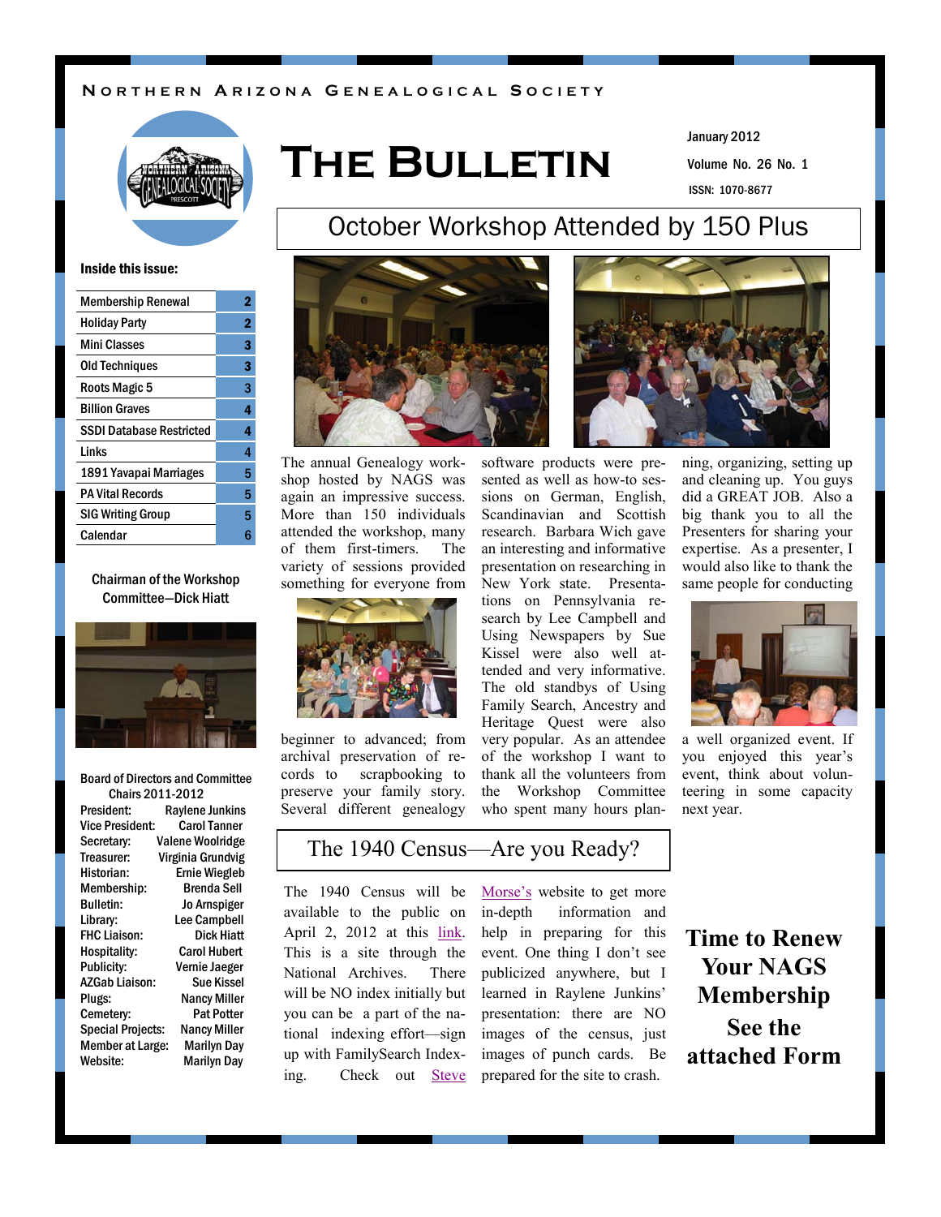Northern Arizona Genealogical Society

# The Bulletin

January 2012

Volume No. 26 No. 1

ISSN: 1070-8677

**Inside this issue:**

| | |
|---|---|
| Membership Renewal | 2 |
| Holiday Party | 2 |
| Mini Classes | 3 |
| Old Techniques | 3 |
| Roots Magic 5 | 3 |
| Billion Graves | 4 |
| SSDI Database Restricted | 4 |
| Links | 4 |
| 1891 Yavapai Marriages | 5 |
| PA Vital Records | 5 |
| SIG Writing Group | 5 |
| Calendar | 6 |

Chairman of the Workshop Committee—Dick Hiatt

**Board of Directors and Committee Chairs 2011-2012**

| | |
|---|---|
| President: | Raylene Junkins |
| Vice President: | Carol Tanner |
| Secretary: | Valene Woolridge |
| Treasurer: | Virginia Grundvig |
| Historian: | Ernie Wiegleb |
| Membership: | Brenda Sell |
| Bulletin: | Jo Arnspiger |
| Library: | Lee Campbell |
| FHC Liaison: | Dick Hiatt |
| Hospitality: | Carol Hubert |
| Publicity: | Vernie Jaeger |
| AZGab Liaison: | Sue Kissel |
| Plugs: | Nancy Miller |
| Cemetery: | Pat Potter |
| Special Projects: | Nancy Miller |
| Member at Large: | Marilyn Day |
| Website: | Marilyn Day |

## October Workshop Attended by 150 Plus

The annual Genealogy workshop hosted by NAGS was again an impressive success. More than 150 individuals attended the workshop, many of them first-timers. The variety of sessions provided something for everyone from beginner to advanced; from archival preservation of records to scrapbooking to preserve your family story. Several different genealogy software products were presented as well as how-to sessions on German, English, Scandinavian and Scottish research. Barbara Wich gave an interesting and informative presentation on researching in New York state. Presentations on Pennsylvania research by Lee Campbell and Using Newspapers by Sue Kissel were also well attended and very informative. The old standbys of Using Family Search, Ancestry and Heritage Quest were also very popular. As an attendee of the workshop I want to thank all the volunteers from the Workshop Committee who spent many hours planning, organizing, setting up and cleaning up. You guys did a GREAT JOB. Also a big thank you to all the Presenters for sharing your expertise. As a presenter, I would also like to thank the same people for conducting a well organized event. If you enjoyed this year's event, think about volunteering in some capacity next year.

## The 1940 Census—Are you Ready?

The 1940 Census will be available to the public on April 2, 2012 at this link. This is a site through the National Archives. There will be NO index initially but you can be a part of the national indexing effort—sign up with FamilySearch Indexing. Check out Steve Morse's website to get more in-depth information and help in preparing for this event. One thing I don't see publicized anywhere, but I learned in Raylene Junkins' presentation: there are NO images of the census, just images of punch cards. Be prepared for the site to crash.

**Time to Renew Your NAGS Membership**

**See the attached Form**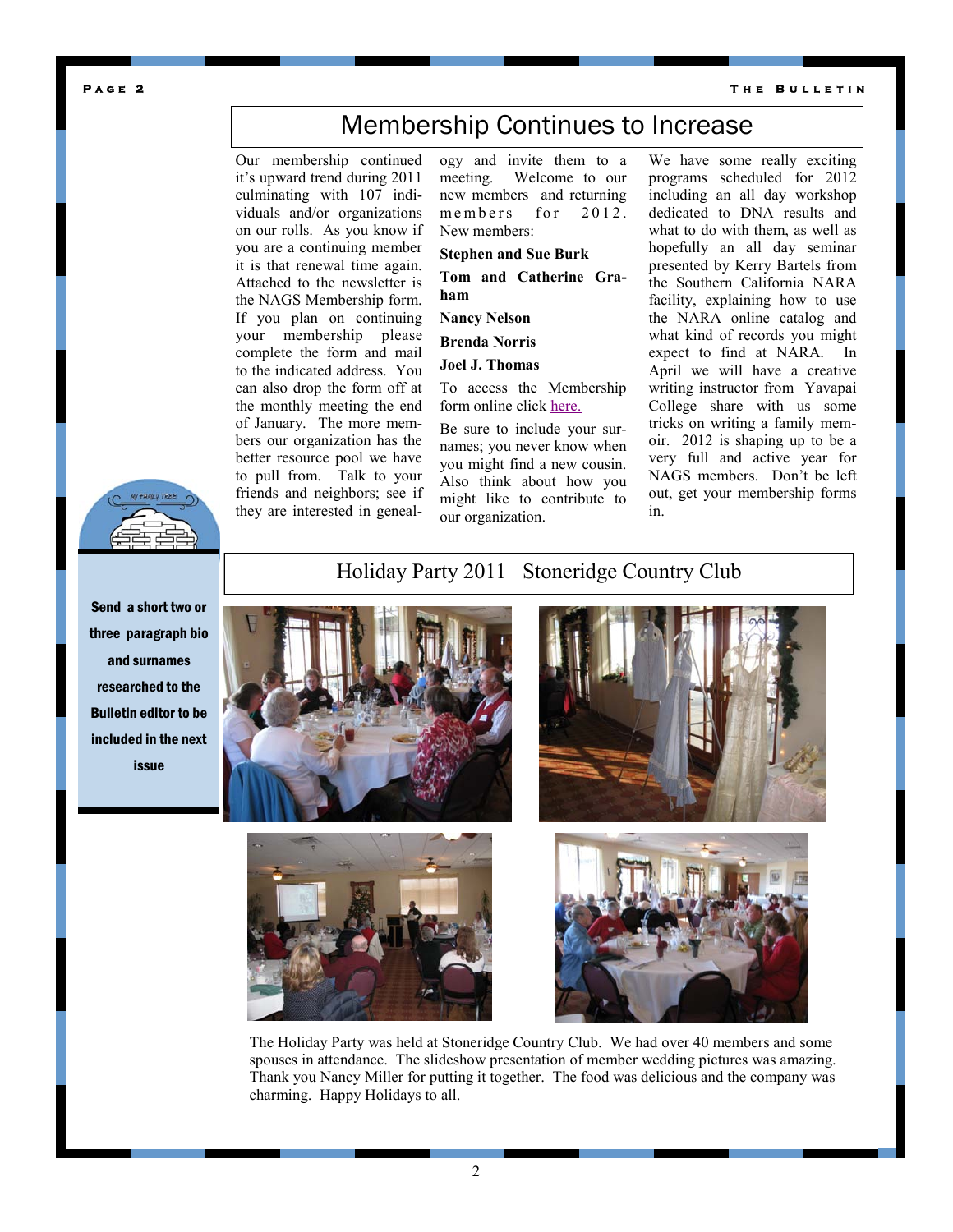# Membership Continues to Increase

Our membership continued it's upward trend during 2011 culminating with 107 individuals and/or organizations on our rolls. As you know if you are a continuing member it is that renewal time again. Attached to the newsletter is the NAGS Membership form. If you plan on continuing your membership please complete the form and mail to the indicated address. You can also drop the form off at the monthly meeting the end of January. The more members our organization has the better resource pool we have to pull from. Talk to your friends and neighbors; see if they are interested in genealogy and invite them to a meeting. Welcome to our new members and returning members for 2012. New members:

**Stephen and Sue Burk**

**Tom and Catherine Graham**

**Nancy Nelson**

**Brenda Norris**

**Joel J. Thomas**

To access the Membership form online click here.

Be sure to include your surnames; you never know when you might find a new cousin. Also think about how you might like to contribute to our organization.

We have some really exciting programs scheduled for 2012 including an all day workshop dedicated to DNA results and what to do with them, as well as hopefully an all day seminar presented by Kerry Bartels from the Southern California NARA facility, explaining how to use the NARA online catalog and what kind of records you might expect to find at NARA. In April we will have a creative writing instructor from Yavapai College share with us some tricks on writing a family memoir. 2012 is shaping up to be a very full and active year for NAGS members. Don't be left out, get your membership forms in.

**Send a short two or three paragraph bio and surnames researched to the Bulletin editor to be included in the next issue**

## Holiday Party 2011 Stoneridge Country Club

The Holiday Party was held at Stoneridge Country Club. We had over 40 members and some spouses in attendance. The slideshow presentation of member wedding pictures was amazing. Thank you Nancy Miller for putting it together. The food was delicious and the company was charming. Happy Holidays to all.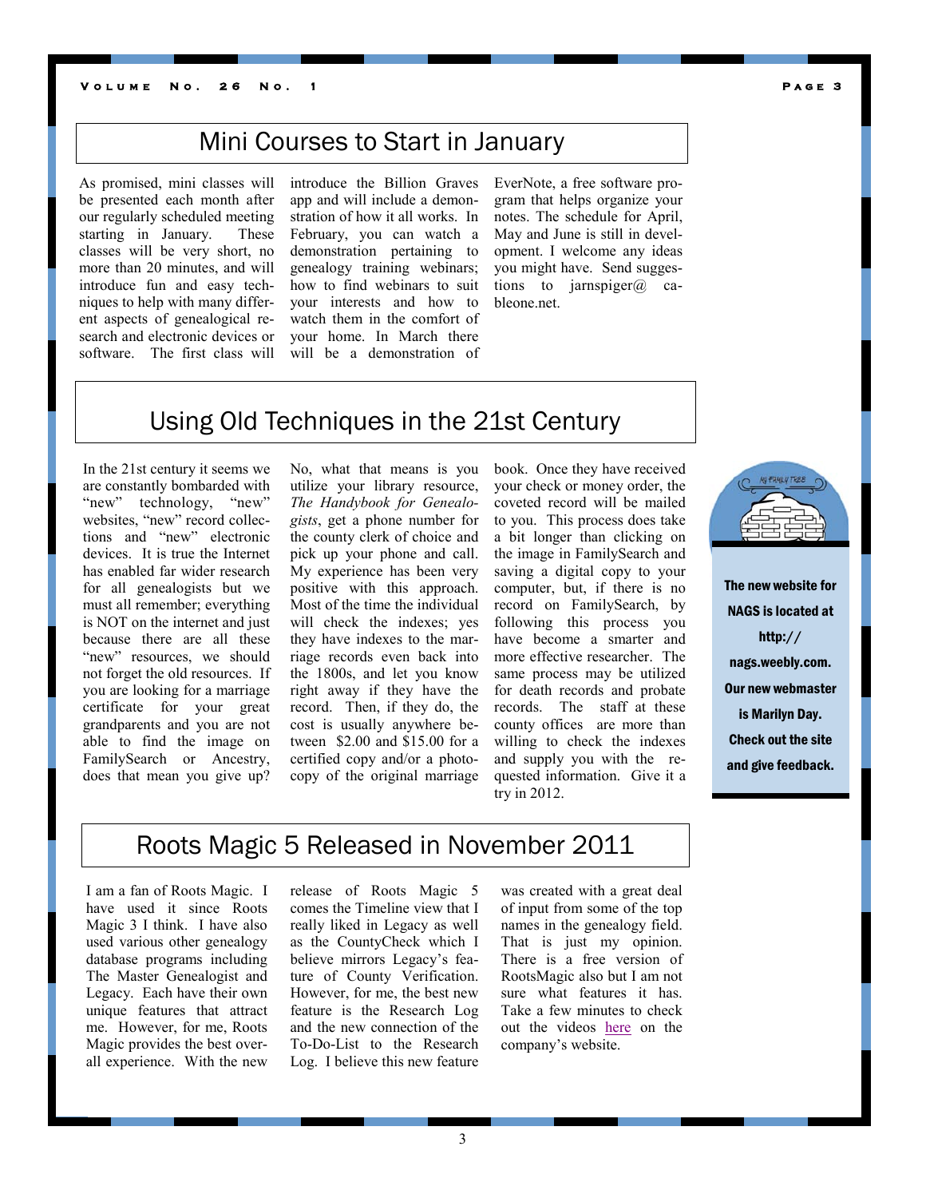## Mini Courses to Start in January

As promised, mini classes will be presented each month after our regularly scheduled meeting starting in January. These classes will be very short, no more than 20 minutes, and will introduce fun and easy techniques to help with many different aspects of genealogical research and electronic devices or software. The first class will introduce the Billion Graves app and will include a demonstration of how it all works. In February, you can watch a demonstration pertaining to genealogy training webinars; how to find webinars to suit your interests and how to watch them in the comfort of your home. In March there will be a demonstration of EverNote, a free software program that helps organize your notes. The schedule for April, May and June is still in development. I welcome any ideas you might have. Send suggestions to jarnspiger@ cableone.net.

## Using Old Techniques in the 21st Century

In the 21st century it seems we are constantly bombarded with "new" technology, "new" websites, "new" record collections and "new" electronic devices. It is true the Internet has enabled far wider research for all genealogists but we must all remember; everything is NOT on the internet and just because there are all these "new" resources, we should not forget the old resources. If you are looking for a marriage certificate for your great grandparents and you are not able to find the image on FamilySearch or Ancestry, does that mean you give up? No, what that means is you utilize your library resource, *The Handybook for Genealogists*, get a phone number for the county clerk of choice and pick up your phone and call. My experience has been very positive with this approach. Most of the time the individual will check the indexes; yes they have indexes to the marriage records even back into the 1800s, and let you know right away if they have the record. Then, if they do, the cost is usually anywhere between $2.00 and $15.00 for a certified copy and/or a photocopy of the original marriage book. Once they have received your check or money order, the coveted record will be mailed to you. This process does take a bit longer than clicking on the image in FamilySearch and saving a digital copy to your computer, but, if there is no record on FamilySearch, by following this process you have become a smarter and more effective researcher. The same process may be utilized for death records and probate records. The staff at these county offices are more than willing to check the indexes and supply you with the requested information. Give it a try in 2012.

**The new website for NAGS is located at http://nags.weebly.com. Our new webmaster is Marilyn Day. Check out the site and give feedback.**

## Roots Magic 5 Released in November 2011

I am a fan of Roots Magic. I have used it since Roots Magic 3 I think. I have also used various other genealogy database programs including The Master Genealogist and Legacy. Each have their own unique features that attract me. However, for me, Roots Magic provides the best overall experience. With the new release of Roots Magic 5 comes the Timeline view that I really liked in Legacy as well as the CountyCheck which I believe mirrors Legacy's feature of County Verification. However, for me, the best new feature is the Research Log and the new connection of the To-Do-List to the Research Log. I believe this new feature was created with a great deal of input from some of the top names in the genealogy field. That is just my opinion. There is a free version of RootsMagic also but I am not sure what features it has. Take a few minutes to check out the videos here on the company's website.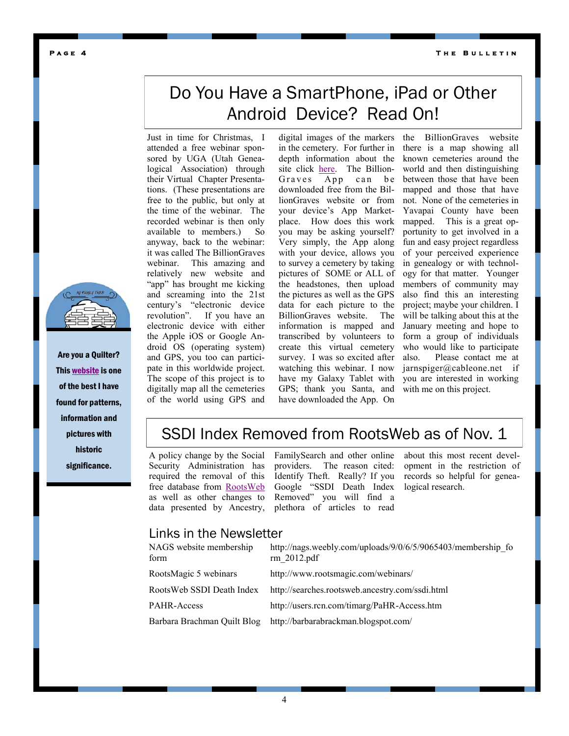# Do You Have a SmartPhone, iPad or Other Android Device? Read On!

Just in time for Christmas, I attended a free webinar sponsored by UGA (Utah Genealogical Association) through their Virtual Chapter Presentations. (These presentations are free to the public, but only at the time of the webinar. The recorded webinar is then only available to members.) So anyway, back to the webinar: it was called The BillionGraves webinar. This amazing and relatively new website and "app" has brought me kicking and screaming into the 21st century's "electronic device revolution". If you have an electronic device with either the Apple iOS or Google Android OS (operating system) and GPS, you too can participate in this worldwide project. The scope of this project is to digitally map all the cemeteries of the world using GPS and digital images of the markers in the cemetery. For further in depth information about the site click here. The BillionGraves App can be downloaded free from the BillionGraves website or from your device's App Marketplace. How does this work you may be asking yourself? Very simply, the App along with your device, allows you to survey a cemetery by taking pictures of SOME or ALL of the headstones, then upload the pictures as well as the GPS data for each picture to the BillionGraves website. The information is mapped and transcribed by volunteers to create this virtual cemetery survey. I was so excited after watching this webinar. I now have my Galaxy Tablet with GPS; thank you Santa, and have downloaded the App. On the BillionGraves website there is a map showing all known cemeteries around the world and then distinguishing between those that have been mapped and those that have not. None of the cemeteries in Yavapai County have been mapped. This is a great opportunity to get involved in a fun and easy project regardless of your perceived experience in genealogy or with technology for that matter. Younger members of community may also find this an interesting project; maybe your children. I will be talking about this at the January meeting and hope to form a group of individuals who would like to participate also. Please contact me at jarnspiger@cableone.net if you are interested in working with me on this project.

**Are you a Quilter? This website is one of the best I have found for patterns, information and pictures with historic significance.**

# SSDI Index Removed from RootsWeb as of Nov. 1

A policy change by the Social Security Administration has required the removal of this free database from RootsWeb as well as other changes to data presented by Ancestry, FamilySearch and other online providers. The reason cited: Identify Theft. Really? If you Google "SSDI Death Index Removed" you will find a plethora of articles to read about this most recent development in the restriction of records so helpful for genealogical research.

## Links in the Newsletter

| | |
|---|---|
| NAGS website membership form | http://nags.weebly.com/uploads/9/0/6/5/9065403/membership_form_2012.pdf |
| RootsMagic 5 webinars | http://www.rootsmagic.com/webinars/ |
| RootsWeb SSDI Death Index | http://searches.rootsweb.ancestry.com/ssdi.html |
| PAHR-Access | http://users.rcn.com/timarg/PaHR-Access.htm |
| Barbara Brachman Quilt Blog | http://barbarabrackman.blogspot.com/ |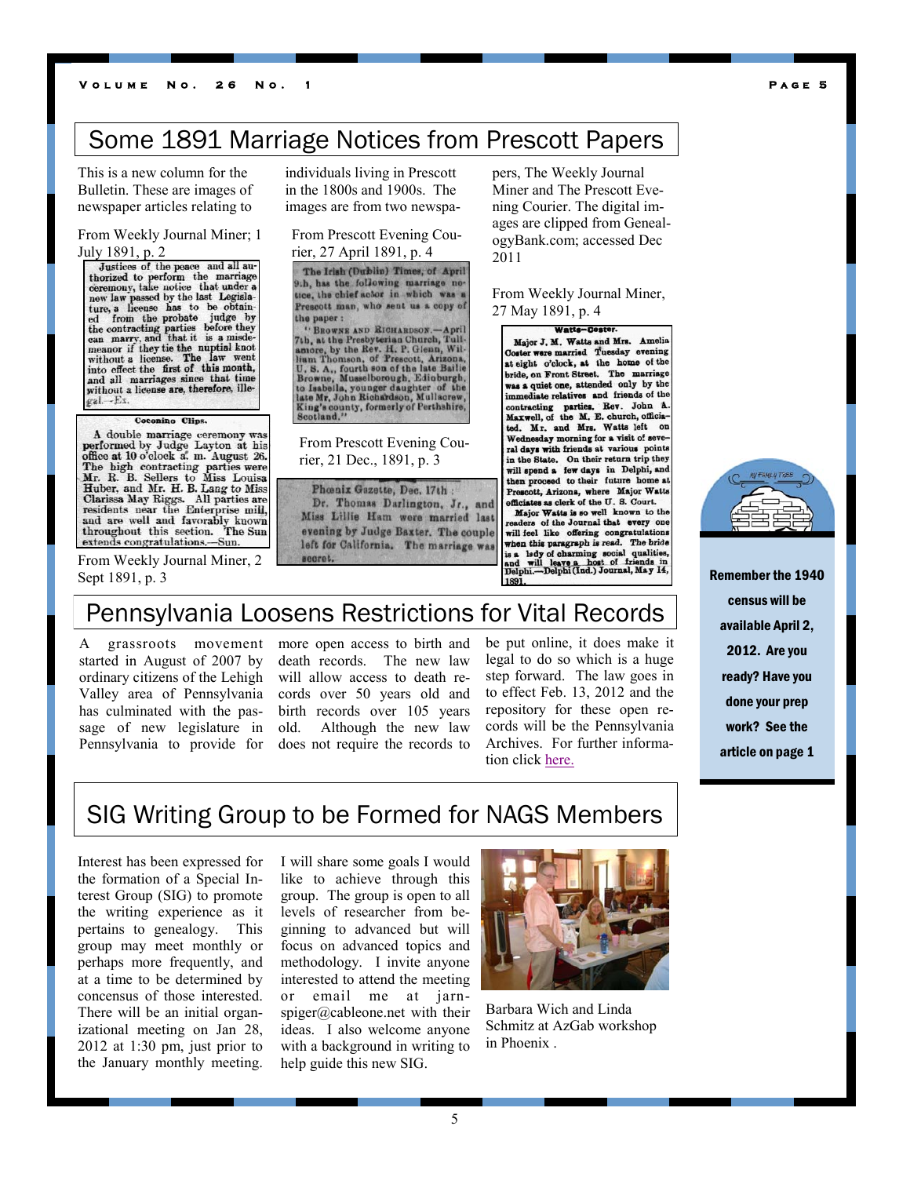## Some 1891 Marriage Notices from Prescott Papers

This is a new column for the Bulletin. These are images of newspaper articles relating to individuals living in Prescott in the 1800s and 1900s. The images are from two newspapers, The Weekly Journal Miner and The Prescott Evening Courier. The digital images are clipped from GenealogyBank.com; accessed Dec 2011

From Weekly Journal Miner; 1 July 1891, p. 2

Justices of the peace and all authorized to perform the marriage ceremony, take notice that under a new law passed by the last Legislature, a license has to be obtained from the probate judge by the contracting parties before they can marry, and that it is a misdemeanor if they tie the nuptial knot without a license. The law went into effect the first of this month, and all marriages since that time without a license are, therefore, illegal.—Ex.

**Coconino Clips.**

A double marriage ceremony was performed by Judge Layton at his office at 10 o'clock a. m. August 26. The high contracting parties were Mr. R. B. Sellers to Miss Louisa Huber, and Mr. H. B. Lang to Miss Clarissa May Riggs. All parties are residents near the Enterprise mill, and are well and favorably known throughout this section. The Sun extends congratulations.—Sun.

From Weekly Journal Miner, 2 Sept 1891, p. 3

From Prescott Evening Courier, 27 April 1891, p. 4

The Irish (Dublin) Times, of April 9th, has the following marriage notice, the chief actor in which was a Prescott man, who sent us a copy of the paper:

"BROWNE AND RICHARDSON.—April 7th, at the Presbyterian Church, Tullamore, by the Rev. H. P. Glenn, William Thomson, of Prescott, Arizona, U. S. A., fourth son of the late Bailie Browne, Musselborough, Edinburgh, to Isabella, younger daughter of the late Mr. John Richardson, Mullacrew, King's county, formerly of Perthshire, Scotland."

From Prescott Evening Courier, 21 Dec., 1891, p. 3

Phoenix Gazette, Dec. 17th:
Dr. Thomas Darlington, Jr., and Miss Lillie Ham were married last evening by Judge Baxter. The couple left for California. The marriage was secret.

From Weekly Journal Miner, 27 May 1891, p. 4

**Watts—Coster.**

Major J. M. Watts and Mrs. Amelia Coster were married Tuesday evening at eight o'clock, at the home of the bride, on Front Street. The marriage was a quiet one, attended only by the immediate relatives and friends of the contracting parties. Rev. John A. Maxwell, of the M. E. church, officiated. Mr. and Mrs. Watts left on Wednesday morning for a visit of several days with friends at various points in the State. On their return trip they will spend a few days in Delphi, and then proceed to their future home at Prescott, Arizona, where Major Watts officiates as clerk of the U. S. Court.

Major Watts is so well known to the readers of the Journal that every one will feel like offering congratulations when this paragraph is read. The bride is a lady of charming social qualities, and will leave a host of friends in Delphi.—Delphi (Ind.) Journal, May 14, 1891.

## Pennsylvania Loosens Restrictions for Vital Records

A grassroots movement started in August of 2007 by ordinary citizens of the Lehigh Valley area of Pennsylvania has culminated with the passage of new legislature in Pennsylvania to provide for more open access to birth and death records. The new law will allow access to death records over 50 years old and birth records over 105 years old. Although the new law does not require the records to be put online, it does make it legal to do so which is a huge step forward. The law goes in to effect Feb. 13, 2012 and the repository for these open records will be the Pennsylvania Archives. For further information click here.

**Remember the 1940 census will be available April 2, 2012. Are you ready? Have you done your prep work? See the article on page 1**

## SIG Writing Group to be Formed for NAGS Members

Interest has been expressed for the formation of a Special Interest Group (SIG) to promote the writing experience as it pertains to genealogy. This group may meet monthly or perhaps more frequently, and at a time to be determined by concensus of those interested. There will be an initial organizational meeting on Jan 28, 2012 at 1:30 pm, just prior to the January monthly meeting. I will share some goals I would like to achieve through this group. The group is open to all levels of researcher from beginning to advanced but will focus on advanced topics and methodology. I invite anyone interested to attend the meeting or email me at jarnspiger@cableone.net with their ideas. I also welcome anyone with a background in writing to help guide this new SIG.

Barbara Wich and Linda Schmitz at AzGab workshop in Phoenix .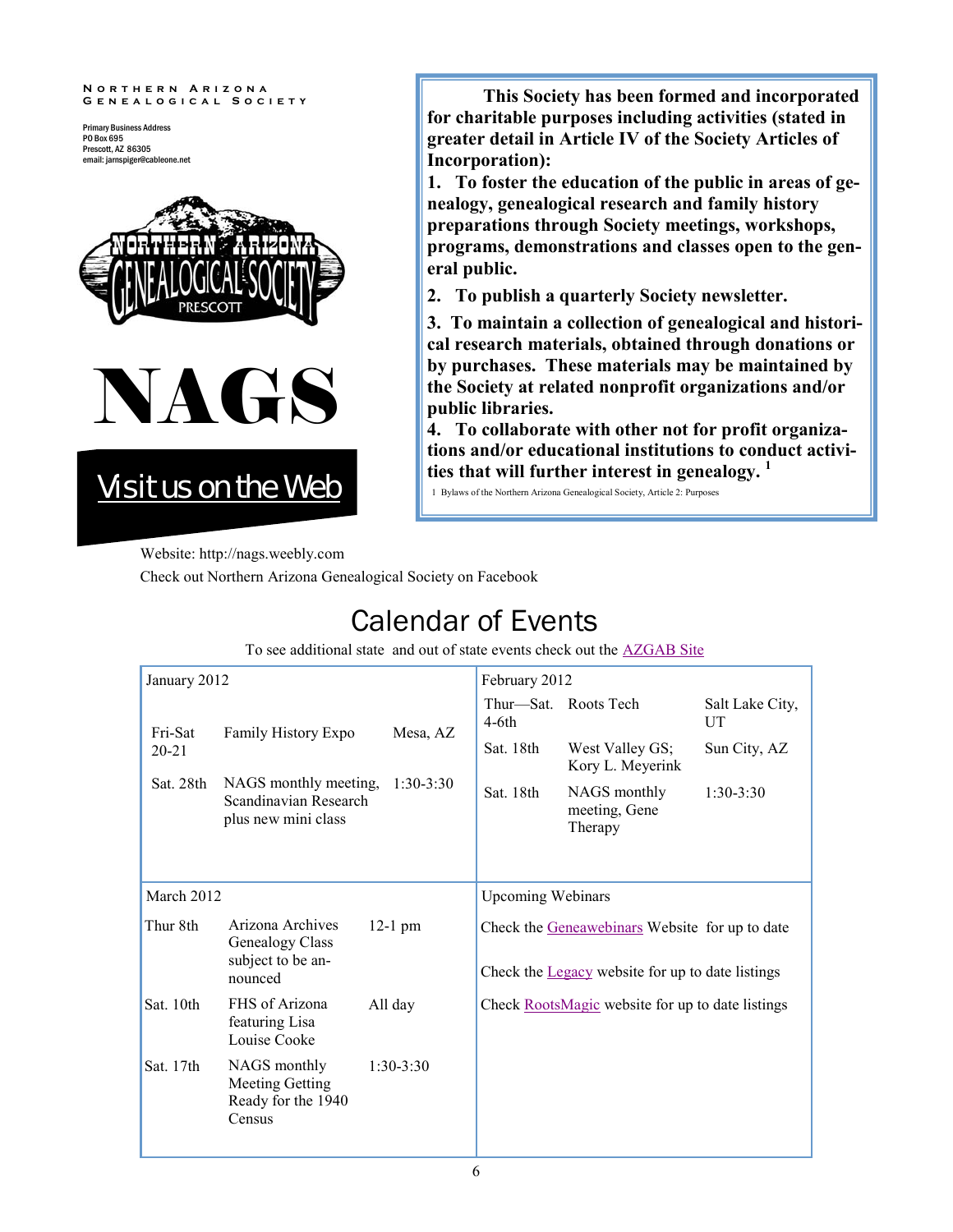NORTHERN ARIZONA GENEALOGICAL SOCIETY

Primary Business Address
PO Box 695
Prescott, AZ 86305
email: jarnspiger@cableone.net

# NAGS

Visit us on the Web

Website: http://nags.weebly.com

Check out Northern Arizona Genealogical Society on Facebook

**This Society has been formed and incorporated for charitable purposes including activities (stated in greater detail in Article IV of the Society Articles of Incorporation):**

**1. To foster the education of the public in areas of genealogy, genealogical research and family history preparations through Society meetings, workshops, programs, demonstrations and classes open to the general public.**

**2. To publish a quarterly Society newsletter.**

**3. To maintain a collection of genealogical and historical research materials, obtained through donations or by purchases. These materials may be maintained by the Society at related nonprofit organizations and/or public libraries.**

**4. To collaborate with other not for profit organizations and/or educational institutions to conduct activities that will further interest in genealogy.** [1]

1 Bylaws of the Northern Arizona Genealogical Society, Article 2: Purposes

## Calendar of Events

To see additional state and out of state events check out the AZGAB Site

**January 2012**

| | | |
|---|---|---|
| Fri-Sat 20-21 | Family History Expo | Mesa, AZ |
| Sat. 28th | NAGS monthly meeting, Scandinavian Research plus new mini class | 1:30-3:30 |

**February 2012**

| | | |
|---|---|---|
| Thur—Sat. 4-6th | Roots Tech | Salt Lake City, UT |
| Sat. 18th | West Valley GS; Kory L. Meyerink | Sun City, AZ |
| Sat. 18th | NAGS monthly meeting, Gene Therapy | 1:30-3:30 |

**March 2012**

| | | |
|---|---|---|
| Thur 8th | Arizona Archives Genealogy Class subject to be announced | 12-1 pm |
| Sat. 10th | FHS of Arizona featuring Lisa Louise Cooke | All day |
| Sat. 17th | NAGS monthly Meeting Getting Ready for the 1940 Census | 1:30-3:30 |

**Upcoming Webinars**

Check the Geneawebinars Website for up to date

Check the Legacy website for up to date listings

Check RootsMagic website for up to date listings